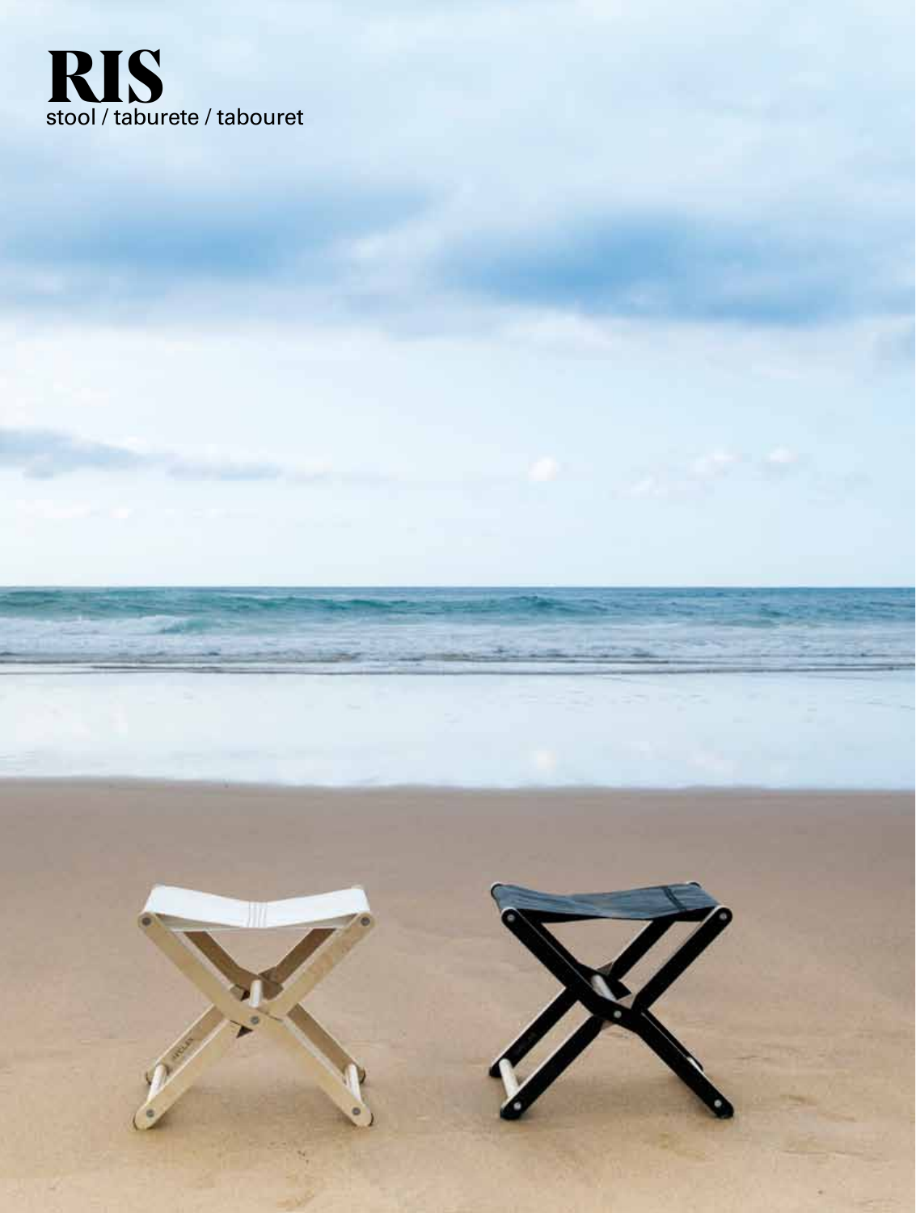# RIS

stool / taburete / tabouret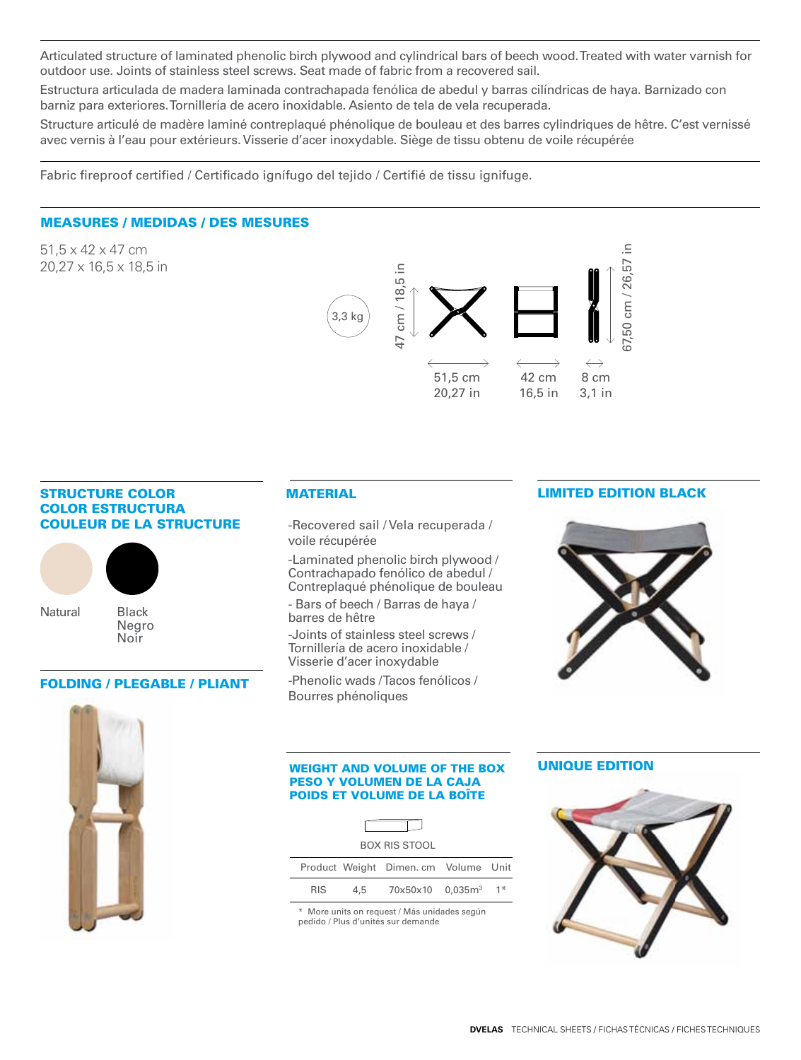Articulated structure of laminated phenolic birch plywood and cylindrical bars of beech wood. Treated with water varnish for outdoor use. Joints of stainless steel screws. Seat made of fabric from a recovered sail.

Estructura articulada de madera laminada contrachapada fenólica de abedul y barras cilíndricas de haya. Barnizado con barniz para exteriores. Tornillería de acero inoxidable. Asiento de tela de vela recuperada.

Structure articulé de madère laminé contreplaqué phénolique de bouleau et des barres cylindriques de hêtre. C'est vernissé avec vernis à l'eau pour extérieurs. Visserie d'acer inoxydable. Siège de tissu obtenu de voile récupérée

Fabric fireproof certified / Certificado ignífugo del tejido / Certifié de tissu ignifuge.

## MEASURES / MEDIDAS / DES MESURES

51,5 x 42 x 47 cm
20,27 x 16,5 x 18,5 in

3,3 kg

47 cm / 18,5 in

67,50 cm / 26,57 in

51,5 cm
20,27 in

42 cm
16,5 in

8 cm
3,1 in

## STRUCTURE COLOR
## COLOR ESTRUCTURA
## COULEUR DE LA STRUCTURE

Natural

Black
Negro
Noir

## FOLDING / PLEGABLE / PLIANT

## MATERIAL

- Recovered sail / Vela recuperada / voile récupérée
- Laminated phenolic birch plywood / Contrachapado fenólico de abedul / Contreplaqué phénolique de bouleau
- Bars of beech / Barras de haya / barres de hêtre
- Joints of stainless steel screws / Tornillería de acero inoxidable / Visserie d'acer inoxydable
- Phenolic wads / Tacos fenólicos / Bourres phénoliques

## WEIGHT AND VOLUME OF THE BOX
## PESO Y VOLUMEN DE LA CAJA
## POIDS ET VOLUME DE LA BOÎTE

BOX RIS STOOL

| Product | Weight | Dimen. cm | Volume | Unit |
|---|---|---|---|---|
| RIS | 4,5 | 70x50x10 | 0,035m³ | 1* |

\* More units on request / Más unidades según pedido / Plus d'unités sur demande

## LIMITED EDITION BLACK

## UNIQUE EDITION